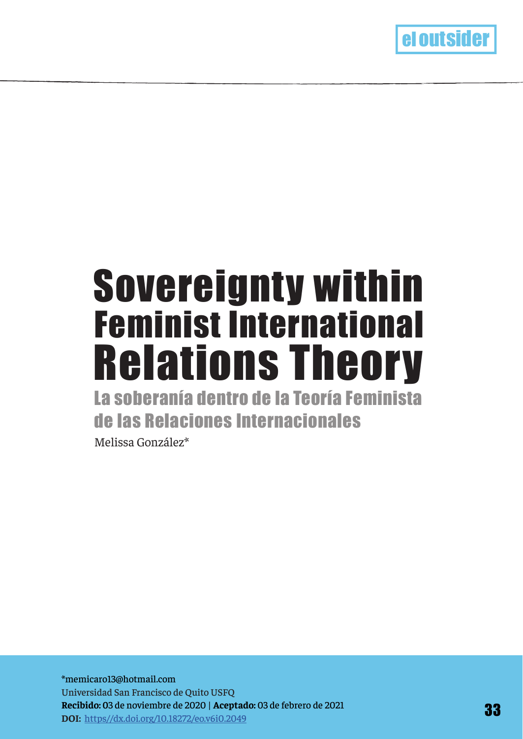# Sovereignty within Feminist International Relations Theory

## La soberanía dentro de la Teoría Feminista de las Relaciones Internacionales

Melissa González*

*memicaro13@hotmail.com
Universidad San Francisco de Quito USFQ
**Recibido:** 03 de noviembre de 2020 | **Aceptado:** 03 de febrero de 2021
**DOI:** https//dx.doi.org/10.18272/eo.v6i0.2049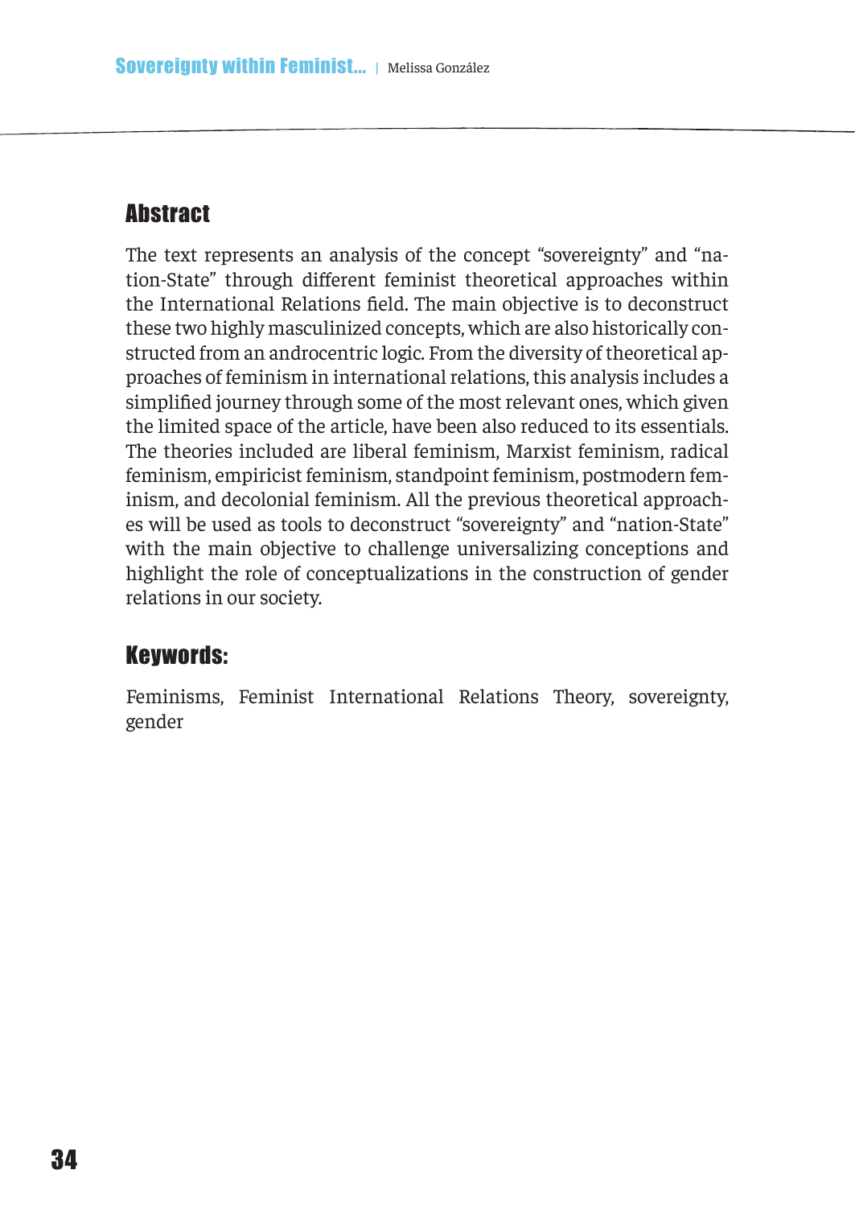## Abstract

The text represents an analysis of the concept "sovereignty" and "nation-State" through different feminist theoretical approaches within the International Relations field. The main objective is to deconstruct these two highly masculinized concepts, which are also historically constructed from an androcentric logic. From the diversity of theoretical approaches of feminism in international relations, this analysis includes a simplified journey through some of the most relevant ones, which given the limited space of the article, have been also reduced to its essentials. The theories included are liberal feminism, Marxist feminism, radical feminism, empiricist feminism, standpoint feminism, postmodern feminism, and decolonial feminism. All the previous theoretical approaches will be used as tools to deconstruct "sovereignty" and "nation-State" with the main objective to challenge universalizing conceptions and highlight the role of conceptualizations in the construction of gender relations in our society.

## Keywords:

Feminisms, Feminist International Relations Theory, sovereignty, gender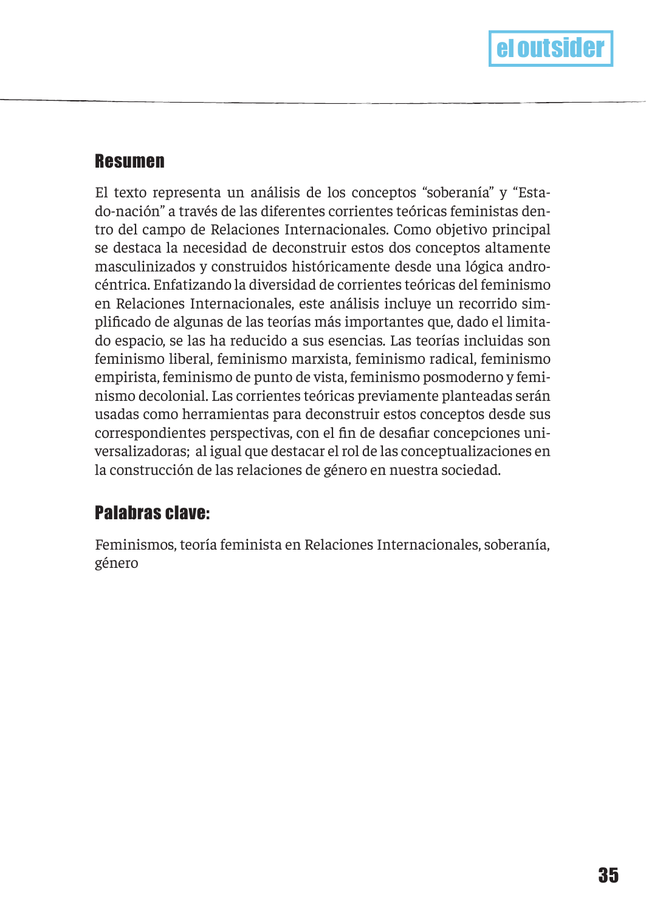## Resumen

El texto representa un análisis de los conceptos "soberanía" y "Estado-nación" a través de las diferentes corrientes teóricas feministas dentro del campo de Relaciones Internacionales. Como objetivo principal se destaca la necesidad de deconstruir estos dos conceptos altamente masculinizados y construidos históricamente desde una lógica androcéntrica. Enfatizando la diversidad de corrientes teóricas del feminismo en Relaciones Internacionales, este análisis incluye un recorrido simplificado de algunas de las teorías más importantes que, dado el limitado espacio, se las ha reducido a sus esencias. Las teorías incluidas son feminismo liberal, feminismo marxista, feminismo radical, feminismo empirista, feminismo de punto de vista, feminismo posmoderno y feminismo decolonial. Las corrientes teóricas previamente planteadas serán usadas como herramientas para deconstruir estos conceptos desde sus correspondientes perspectivas, con el fin de desafiar concepciones universalizadoras; al igual que destacar el rol de las conceptualizaciones en la construcción de las relaciones de género en nuestra sociedad.

## Palabras clave:

Feminismos, teoría feminista en Relaciones Internacionales, soberanía, género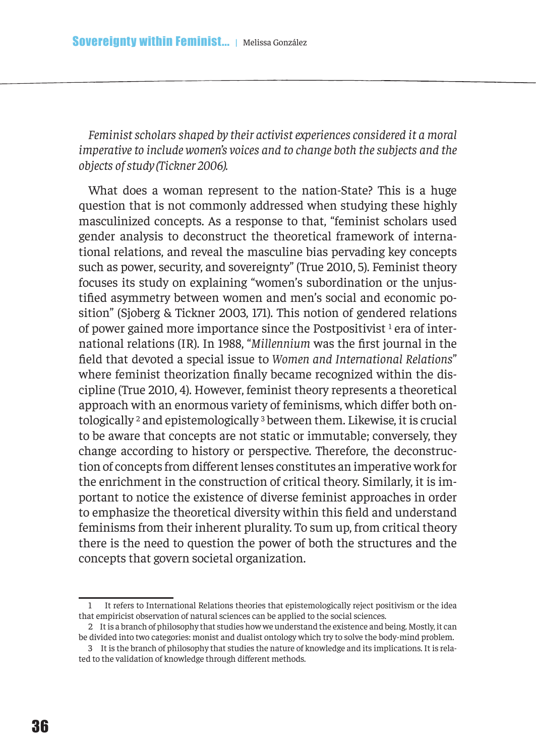*Feminist scholars shaped by their activist experiences considered it a moral imperative to include women's voices and to change both the subjects and the objects of study (Tickner 2006).*

What does a woman represent to the nation-State? This is a huge question that is not commonly addressed when studying these highly masculinized concepts. As a response to that, "feminist scholars used gender analysis to deconstruct the theoretical framework of international relations, and reveal the masculine bias pervading key concepts such as power, security, and sovereignty" (True 2010, 5). Feminist theory focuses its study on explaining "women's subordination or the unjustified asymmetry between women and men's social and economic position" (Sjoberg & Tickner 2003, 171). This notion of gendered relations of power gained more importance since the Postpositivist [1] era of international relations (IR). In 1988, "*Millennium* was the first journal in the field that devoted a special issue to *Women and International Relations*" where feminist theorization finally became recognized within the discipline (True 2010, 4). However, feminist theory represents a theoretical approach with an enormous variety of feminisms, which differ both ontologically [2] and epistemologically [3] between them. Likewise, it is crucial to be aware that concepts are not static or immutable; conversely, they change according to history or perspective. Therefore, the deconstruction of concepts from different lenses constitutes an imperative work for the enrichment in the construction of critical theory. Similarly, it is important to notice the existence of diverse feminist approaches in order to emphasize the theoretical diversity within this field and understand feminisms from their inherent plurality. To sum up, from critical theory there is the need to question the power of both the structures and the concepts that govern societal organization.

---

1 It refers to International Relations theories that epistemologically reject positivism or the idea that empiricist observation of natural sciences can be applied to the social sciences.

2 It is a branch of philosophy that studies how we understand the existence and being. Mostly, it can be divided into two categories: monist and dualist ontology which try to solve the body-mind problem.

3 It is the branch of philosophy that studies the nature of knowledge and its implications. It is related to the validation of knowledge through different methods.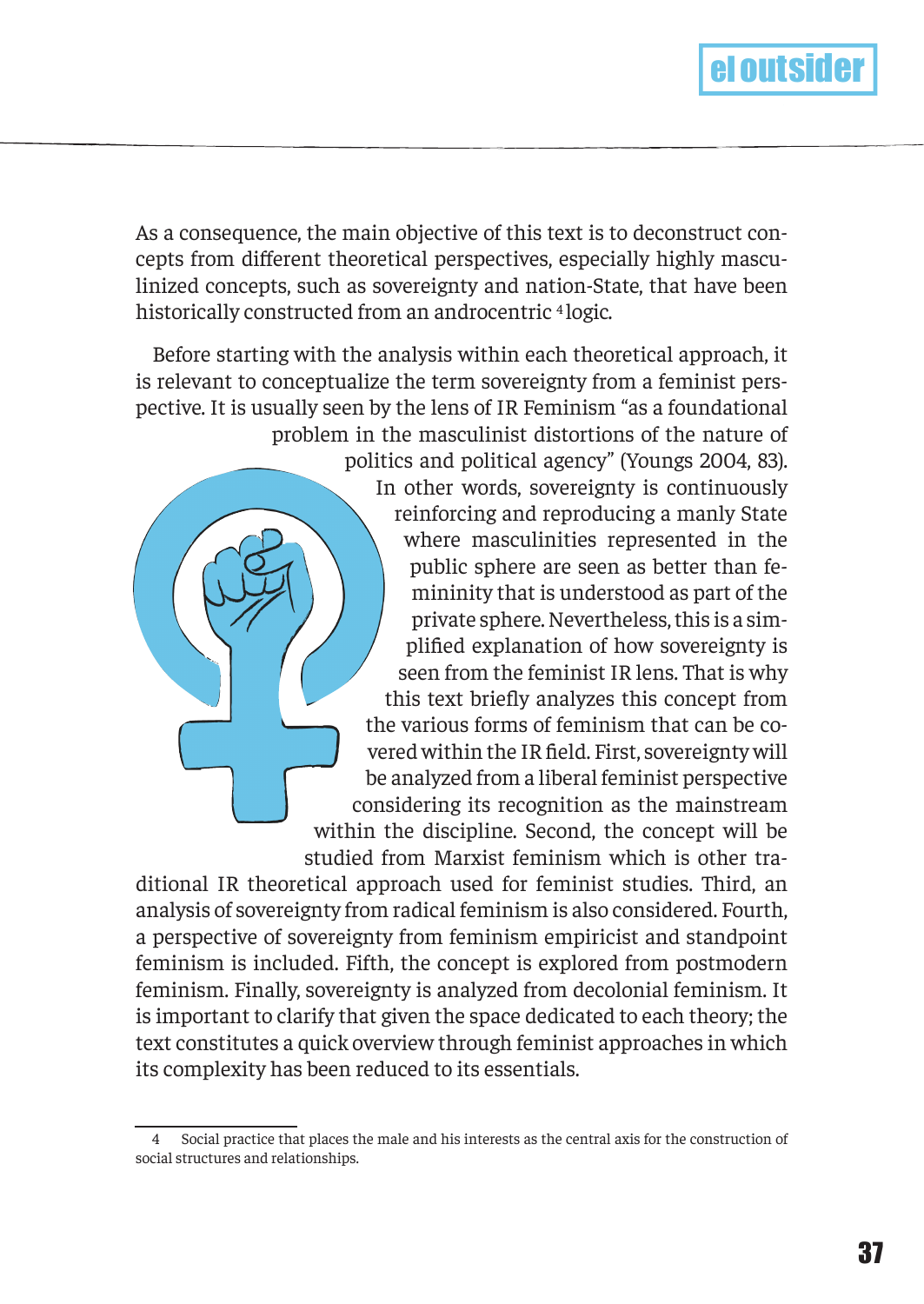As a consequence, the main objective of this text is to deconstruct concepts from different theoretical perspectives, especially highly masculinized concepts, such as sovereignty and nation-State, that have been historically constructed from an androcentric [4] logic.

Before starting with the analysis within each theoretical approach, it is relevant to conceptualize the term sovereignty from a feminist perspective. It is usually seen by the lens of IR Feminism "as a foundational problem in the masculinist distortions of the nature of politics and political agency" (Youngs 2004, 83). In other words, sovereignty is continuously reinforcing and reproducing a manly State where masculinities represented in the public sphere are seen as better than femininity that is understood as part of the private sphere. Nevertheless, this is a simplified explanation of how sovereignty is seen from the feminist IR lens. That is why this text briefly analyzes this concept from the various forms of feminism that can be covered within the IR field. First, sovereignty will be analyzed from a liberal feminist perspective considering its recognition as the mainstream within the discipline. Second, the concept will be studied from Marxist feminism which is other traditional IR theoretical approach used for feminist studies. Third, an analysis of sovereignty from radical feminism is also considered. Fourth, a perspective of sovereignty from feminism empiricist and standpoint feminism is included. Fifth, the concept is explored from postmodern feminism. Finally, sovereignty is analyzed from decolonial feminism. It is important to clarify that given the space dedicated to each theory; the text constitutes a quick overview through feminist approaches in which its complexity has been reduced to its essentials.

---

4 Social practice that places the male and his interests as the central axis for the construction of social structures and relationships.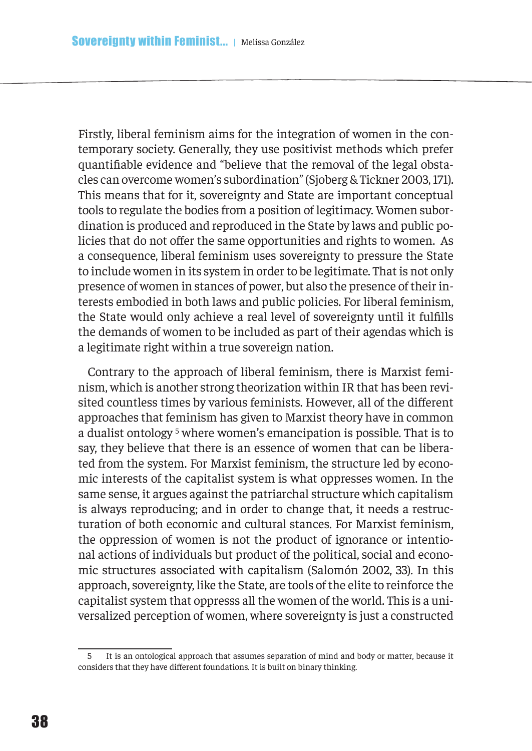Firstly, liberal feminism aims for the integration of women in the contemporary society. Generally, they use positivist methods which prefer quantifiable evidence and "believe that the removal of the legal obstacles can overcome women's subordination" (Sjoberg & Tickner 2003, 171). This means that for it, sovereignty and State are important conceptual tools to regulate the bodies from a position of legitimacy. Women subordination is produced and reproduced in the State by laws and public policies that do not offer the same opportunities and rights to women. As a consequence, liberal feminism uses sovereignty to pressure the State to include women in its system in order to be legitimate. That is not only presence of women in stances of power, but also the presence of their interests embodied in both laws and public policies. For liberal feminism, the State would only achieve a real level of sovereignty until it fulfills the demands of women to be included as part of their agendas which is a legitimate right within a true sovereign nation.

Contrary to the approach of liberal feminism, there is Marxist feminism, which is another strong theorization within IR that has been revisited countless times by various feminists. However, all of the different approaches that feminism has given to Marxist theory have in common a dualist ontology [5] where women's emancipation is possible. That is to say, they believe that there is an essence of women that can be liberated from the system. For Marxist feminism, the structure led by economic interests of the capitalist system is what oppresses women. In the same sense, it argues against the patriarchal structure which capitalism is always reproducing; and in order to change that, it needs a restructuration of both economic and cultural stances. For Marxist feminism, the oppression of women is not the product of ignorance or intentional actions of individuals but product of the political, social and economic structures associated with capitalism (Salomón 2002, 33). In this approach, sovereignty, like the State, are tools of the elite to reinforce the capitalist system that oppresss all the women of the world. This is a universalized perception of women, where sovereignty is just a constructed

---

5 It is an ontological approach that assumes separation of mind and body or matter, because it considers that they have different foundations. It is built on binary thinking.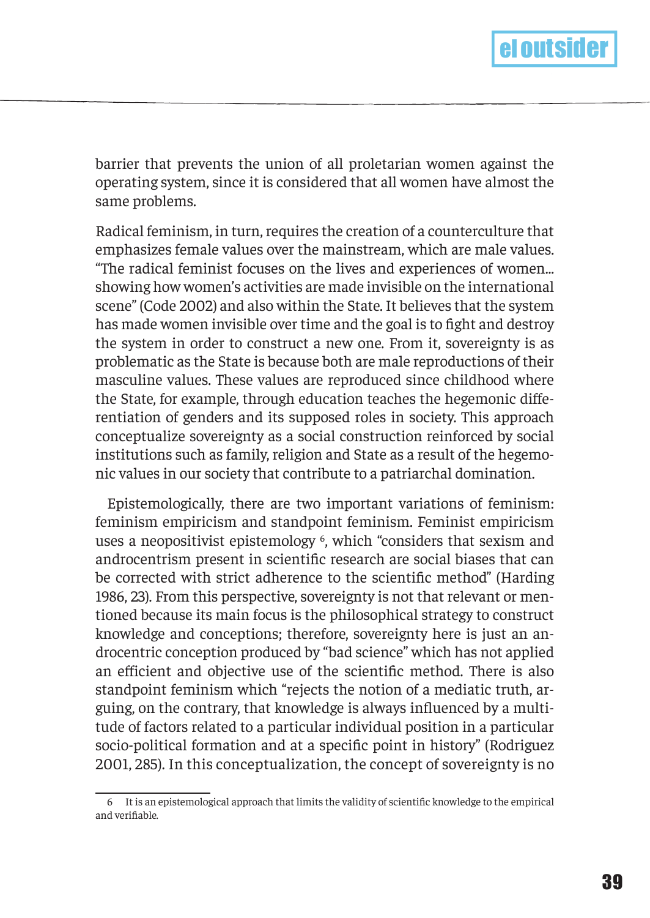barrier that prevents the union of all proletarian women against the operating system, since it is considered that all women have almost the same problems.

Radical feminism, in turn, requires the creation of a counterculture that emphasizes female values over the mainstream, which are male values. "The radical feminist focuses on the lives and experiences of women... showing how women's activities are made invisible on the international scene" (Code 2002) and also within the State. It believes that the system has made women invisible over time and the goal is to fight and destroy the system in order to construct a new one. From it, sovereignty is as problematic as the State is because both are male reproductions of their masculine values. These values are reproduced since childhood where the State, for example, through education teaches the hegemonic differentiation of genders and its supposed roles in society. This approach conceptualize sovereignty as a social construction reinforced by social institutions such as family, religion and State as a result of the hegemonic values in our society that contribute to a patriarchal domination.

Epistemologically, there are two important variations of feminism: feminism empiricism and standpoint feminism. Feminist empiricism uses a neopositivist epistemology [6], which "considers that sexism and androcentrism present in scientific research are social biases that can be corrected with strict adherence to the scientific method" (Harding 1986, 23). From this perspective, sovereignty is not that relevant or mentioned because its main focus is the philosophical strategy to construct knowledge and conceptions; therefore, sovereignty here is just an androcentric conception produced by "bad science" which has not applied an efficient and objective use of the scientific method. There is also standpoint feminism which "rejects the notion of a mediatic truth, arguing, on the contrary, that knowledge is always influenced by a multitude of factors related to a particular individual position in a particular socio-political formation and at a specific point in history" (Rodriguez 2001, 285). In this conceptualization, the concept of sovereignty is no

6 It is an epistemological approach that limits the validity of scientific knowledge to the empirical and verifiable.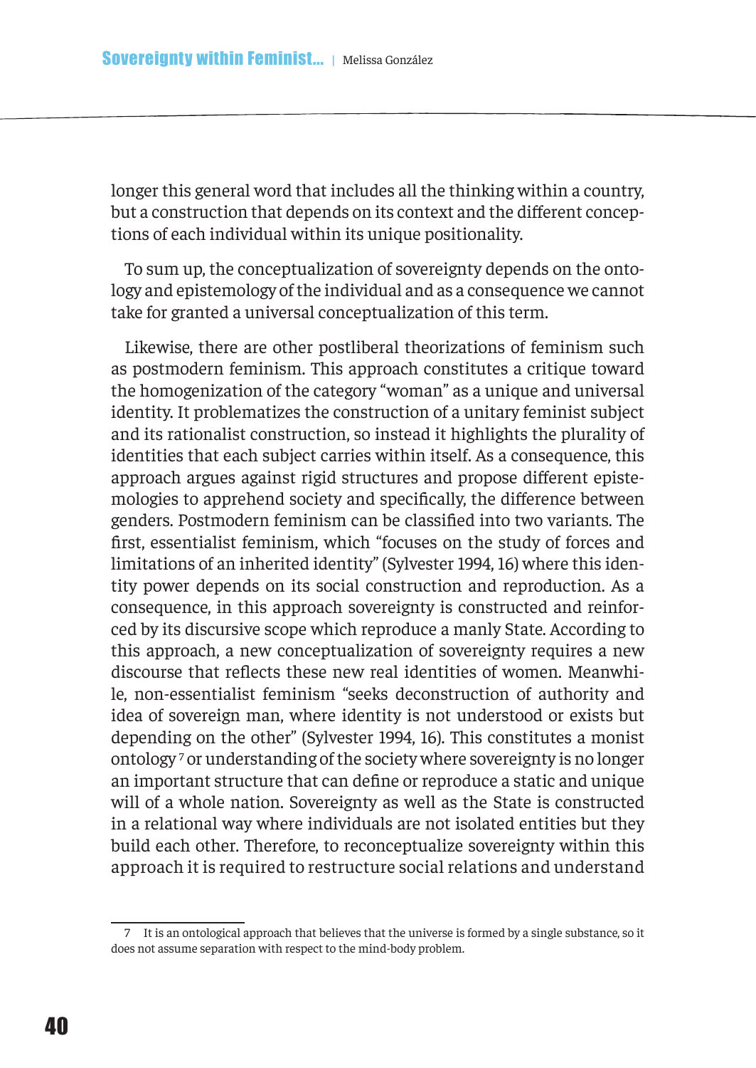longer this general word that includes all the thinking within a country, but a construction that depends on its context and the different conceptions of each individual within its unique positionality.

To sum up, the conceptualization of sovereignty depends on the ontology and epistemology of the individual and as a consequence we cannot take for granted a universal conceptualization of this term.

Likewise, there are other postliberal theorizations of feminism such as postmodern feminism. This approach constitutes a critique toward the homogenization of the category "woman" as a unique and universal identity. It problematizes the construction of a unitary feminist subject and its rationalist construction, so instead it highlights the plurality of identities that each subject carries within itself. As a consequence, this approach argues against rigid structures and propose different epistemologies to apprehend society and specifically, the difference between genders. Postmodern feminism can be classified into two variants. The first, essentialist feminism, which "focuses on the study of forces and limitations of an inherited identity" (Sylvester 1994, 16) where this identity power depends on its social construction and reproduction. As a consequence, in this approach sovereignty is constructed and reinforced by its discursive scope which reproduce a manly State. According to this approach, a new conceptualization of sovereignty requires a new discourse that reflects these new real identities of women. Meanwhile, non-essentialist feminism "seeks deconstruction of authority and idea of sovereign man, where identity is not understood or exists but depending on the other" (Sylvester 1994, 16). This constitutes a monist ontology[7] or understanding of the society where sovereignty is no longer an important structure that can define or reproduce a static and unique will of a whole nation. Sovereignty as well as the State is constructed in a relational way where individuals are not isolated entities but they build each other. Therefore, to reconceptualize sovereignty within this approach it is required to restructure social relations and understand

---

7 It is an ontological approach that believes that the universe is formed by a single substance, so it does not assume separation with respect to the mind-body problem.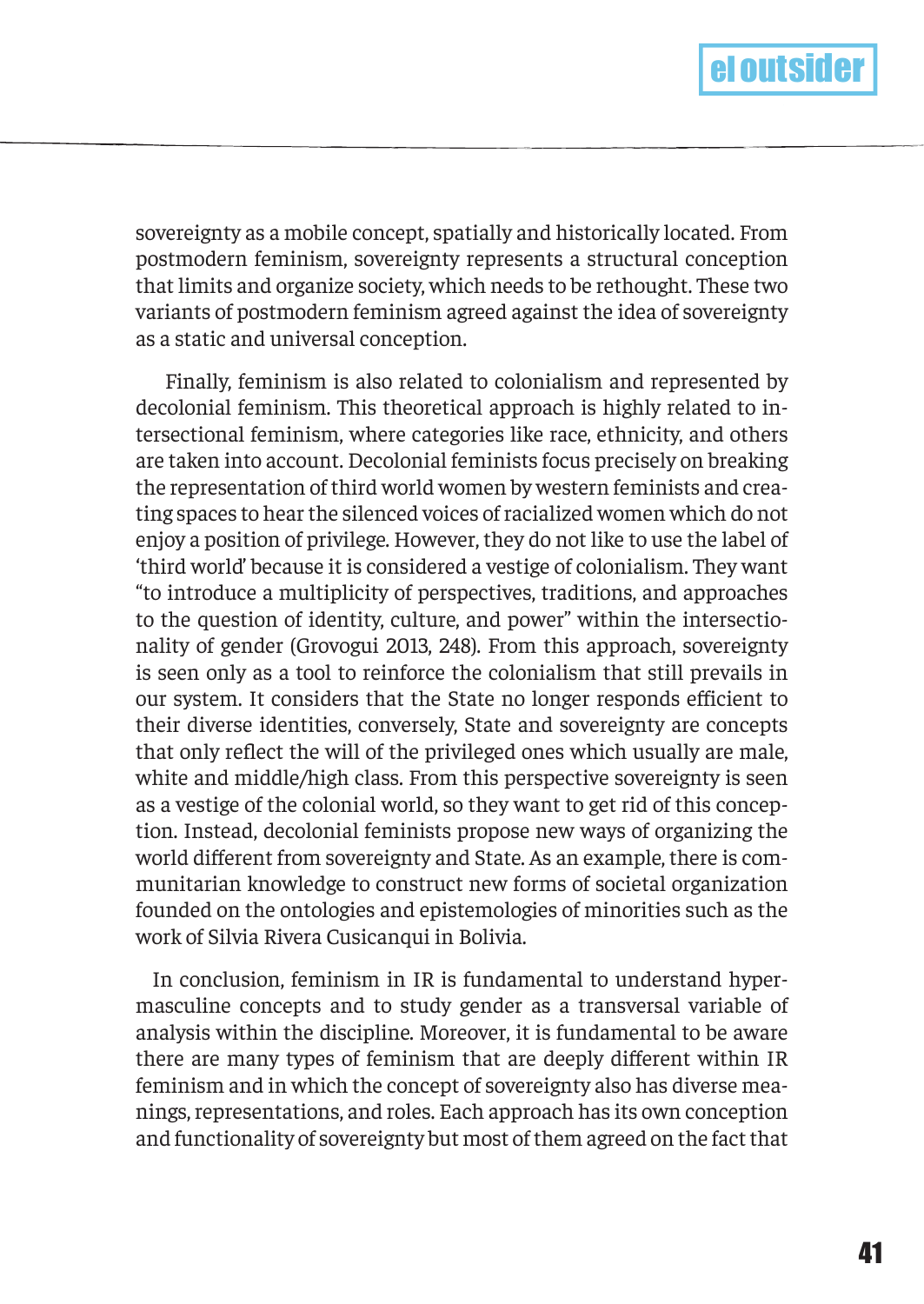sovereignty as a mobile concept, spatially and historically located. From postmodern feminism, sovereignty represents a structural conception that limits and organize society, which needs to be rethought. These two variants of postmodern feminism agreed against the idea of sovereignty as a static and universal conception.

Finally, feminism is also related to colonialism and represented by decolonial feminism. This theoretical approach is highly related to intersectional feminism, where categories like race, ethnicity, and others are taken into account. Decolonial feminists focus precisely on breaking the representation of third world women by western feminists and creating spaces to hear the silenced voices of racialized women which do not enjoy a position of privilege. However, they do not like to use the label of 'third world' because it is considered a vestige of colonialism. They want "to introduce a multiplicity of perspectives, traditions, and approaches to the question of identity, culture, and power" within the intersectionality of gender (Grovogui 2013, 248). From this approach, sovereignty is seen only as a tool to reinforce the colonialism that still prevails in our system. It considers that the State no longer responds efficient to their diverse identities, conversely, State and sovereignty are concepts that only reflect the will of the privileged ones which usually are male, white and middle/high class. From this perspective sovereignty is seen as a vestige of the colonial world, so they want to get rid of this conception. Instead, decolonial feminists propose new ways of organizing the world different from sovereignty and State. As an example, there is communitarian knowledge to construct new forms of societal organization founded on the ontologies and epistemologies of minorities such as the work of Silvia Rivera Cusicanqui in Bolivia.

In conclusion, feminism in IR is fundamental to understand hypermasculine concepts and to study gender as a transversal variable of analysis within the discipline. Moreover, it is fundamental to be aware there are many types of feminism that are deeply different within IR feminism and in which the concept of sovereignty also has diverse meanings, representations, and roles. Each approach has its own conception and functionality of sovereignty but most of them agreed on the fact that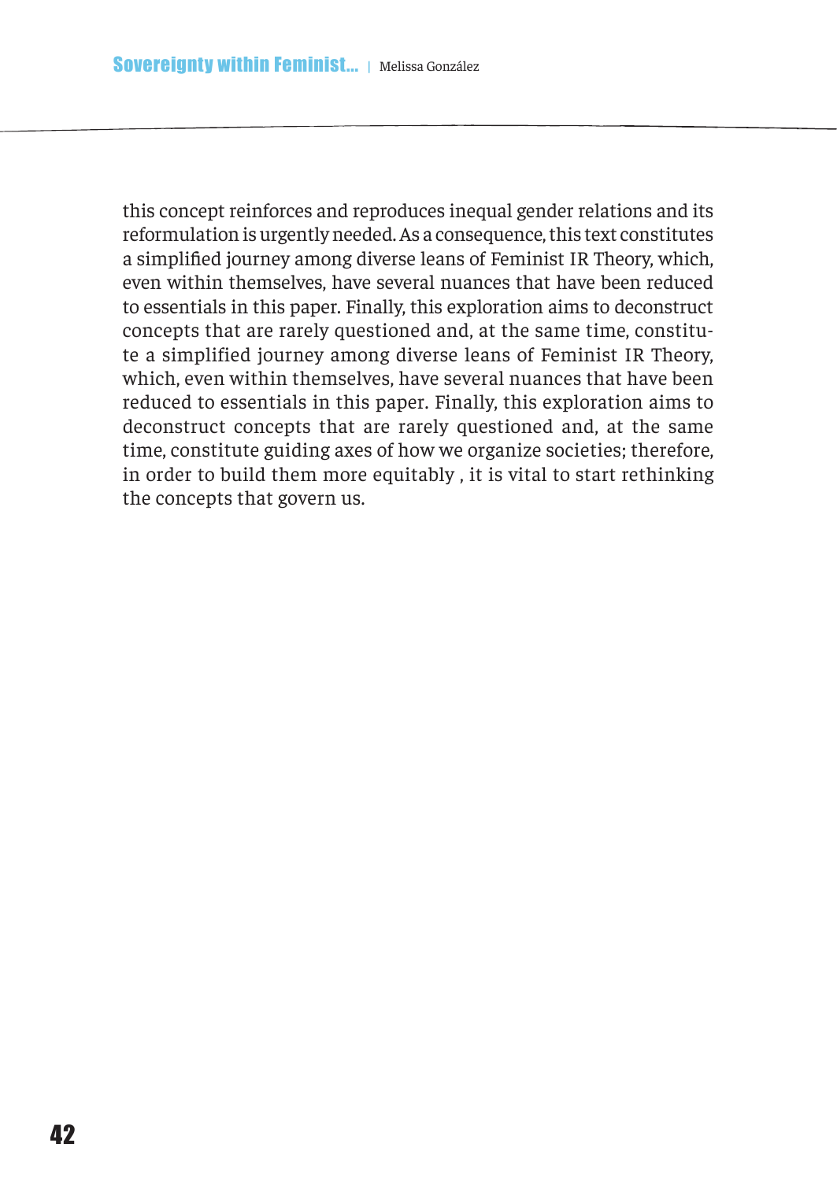this concept reinforces and reproduces inequal gender relations and its reformulation is urgently needed. As a consequence, this text constitutes a simplified journey among diverse leans of Feminist IR Theory, which, even within themselves, have several nuances that have been reduced to essentials in this paper. Finally, this exploration aims to deconstruct concepts that are rarely questioned and, at the same time, constitute a simplified journey among diverse leans of Feminist IR Theory, which, even within themselves, have several nuances that have been reduced to essentials in this paper. Finally, this exploration aims to deconstruct concepts that are rarely questioned and, at the same time, constitute guiding axes of how we organize societies; therefore, in order to build them more equitably , it is vital to start rethinking the concepts that govern us.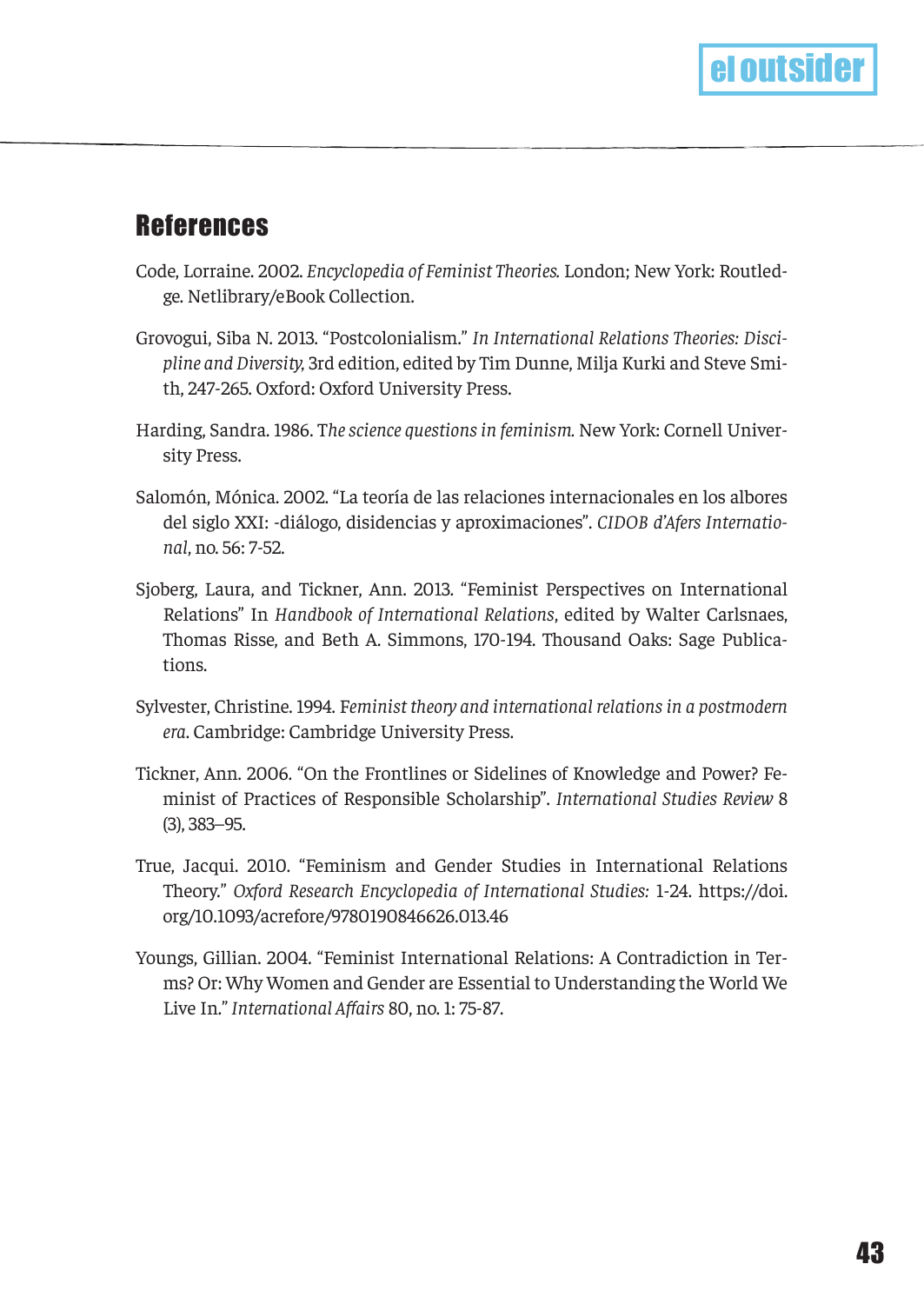## References

Code, Lorraine. 2002. *Encyclopedia of Feminist Theories.* London; New York: Routledge. Netlibrary/eBook Collection.

Grovogui, Siba N. 2013. “Postcolonialism.” *In International Relations Theories: Discipline and Diversity,* 3rd edition, edited by Tim Dunne, Milja Kurki and Steve Smith, 247-265. Oxford: Oxford University Press.

Harding, Sandra. 1986. T*he science questions in feminism.* New York: Cornell University Press.

Salomón, Mónica. 2002. “La teoría de las relaciones internacionales en los albores del siglo XXI: -diálogo, disidencias y aproximaciones”. *CIDOB d'Afers Internacional*, no. 56: 7-52.

Sjoberg, Laura, and Tickner, Ann. 2013. “Feminist Perspectives on International Relations” In *Handbook of International Relations*, edited by Walter Carlsnaes, Thomas Risse, and Beth A. Simmons, 170-194. Thousand Oaks: Sage Publications.

Sylvester, Christine. 1994. F*eminist theory and international relations in a postmodern era*. Cambridge: Cambridge University Press.

Tickner, Ann. 2006. “On the Frontlines or Sidelines of Knowledge and Power? Feminist of Practices of Responsible Scholarship”. *International Studies Review* 8 (3), 383–95.

True, Jacqui. 2010. “Feminism and Gender Studies in International Relations Theory.” *Oxford Research Encyclopedia of International Studies:* 1-24. https://doi.org/10.1093/acrefore/9780190846626.013.46

Youngs, Gillian. 2004. “Feminist International Relations: A Contradiction in Terms? Or: Why Women and Gender are Essential to Understanding the World We Live In.” *International Affairs* 80, no. 1: 75-87.